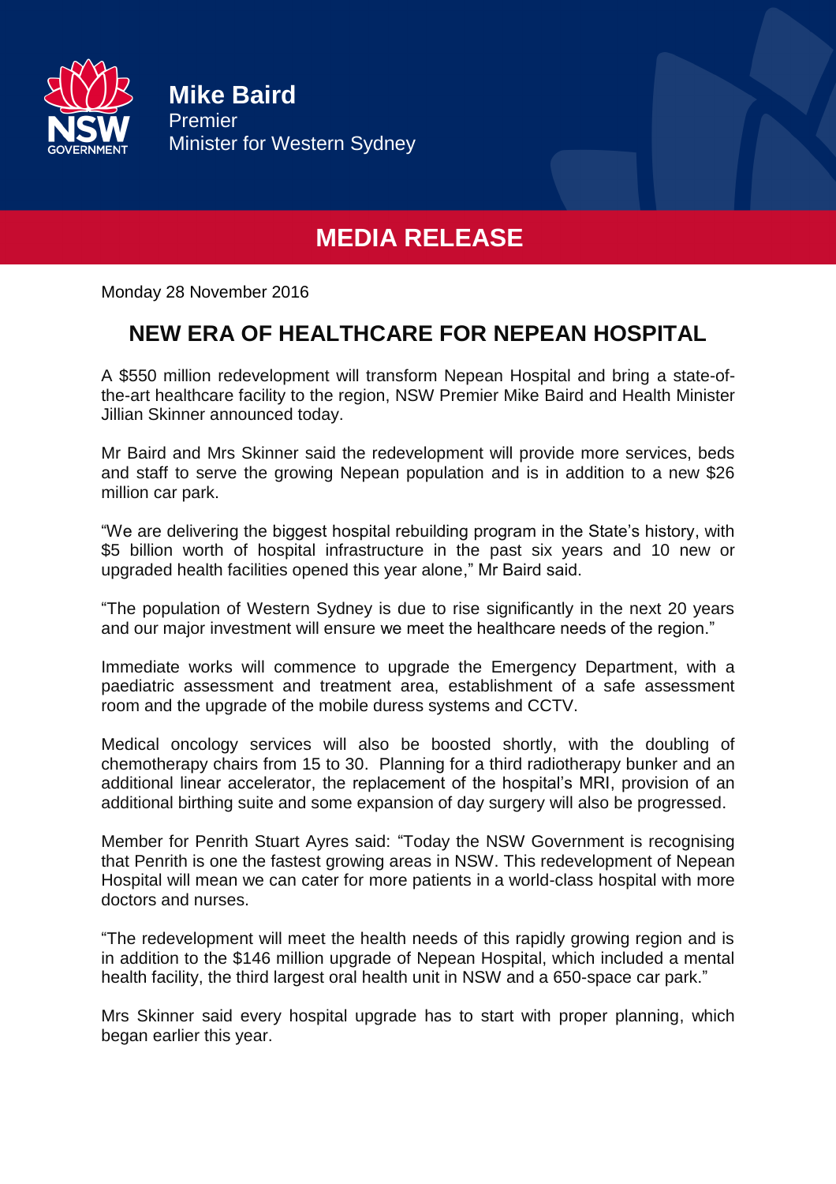**Mike Baird**
Premier
Minister for Western Sydney

# MEDIA RELEASE

Monday 28 November 2016

## NEW ERA OF HEALTHCARE FOR NEPEAN HOSPITAL

A $550 million redevelopment will transform Nepean Hospital and bring a state-of-the-art healthcare facility to the region, NSW Premier Mike Baird and Health Minister Jillian Skinner announced today.

Mr Baird and Mrs Skinner said the redevelopment will provide more services, beds and staff to serve the growing Nepean population and is in addition to a new $26 million car park.

"We are delivering the biggest hospital rebuilding program in the State's history, with $5 billion worth of hospital infrastructure in the past six years and 10 new or upgraded health facilities opened this year alone," Mr Baird said.

"The population of Western Sydney is due to rise significantly in the next 20 years and our major investment will ensure we meet the healthcare needs of the region."

Immediate works will commence to upgrade the Emergency Department, with a paediatric assessment and treatment area, establishment of a safe assessment room and the upgrade of the mobile duress systems and CCTV.

Medical oncology services will also be boosted shortly, with the doubling of chemotherapy chairs from 15 to 30. Planning for a third radiotherapy bunker and an additional linear accelerator, the replacement of the hospital's MRI, provision of an additional birthing suite and some expansion of day surgery will also be progressed.

Member for Penrith Stuart Ayres said: "Today the NSW Government is recognising that Penrith is one the fastest growing areas in NSW. This redevelopment of Nepean Hospital will mean we can cater for more patients in a world-class hospital with more doctors and nurses.

"The redevelopment will meet the health needs of this rapidly growing region and is in addition to the $146 million upgrade of Nepean Hospital, which included a mental health facility, the third largest oral health unit in NSW and a 650-space car park."

Mrs Skinner said every hospital upgrade has to start with proper planning, which began earlier this year.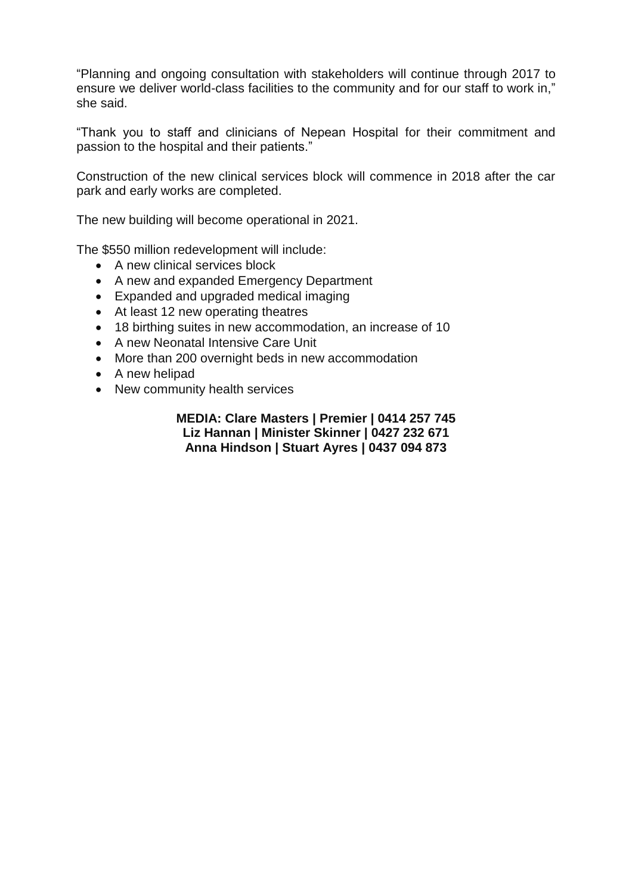"Planning and ongoing consultation with stakeholders will continue through 2017 to ensure we deliver world-class facilities to the community and for our staff to work in," she said.

"Thank you to staff and clinicians of Nepean Hospital for their commitment and passion to the hospital and their patients."

Construction of the new clinical services block will commence in 2018 after the car park and early works are completed.

The new building will become operational in 2021.

The $550 million redevelopment will include:

- A new clinical services block
- A new and expanded Emergency Department
- Expanded and upgraded medical imaging
- At least 12 new operating theatres
- 18 birthing suites in new accommodation, an increase of 10
- A new Neonatal Intensive Care Unit
- More than 200 overnight beds in new accommodation
- A new helipad
- New community health services

**MEDIA: Clare Masters | Premier | 0414 257 745**
**Liz Hannan | Minister Skinner | 0427 232 671**
**Anna Hindson | Stuart Ayres | 0437 094 873**